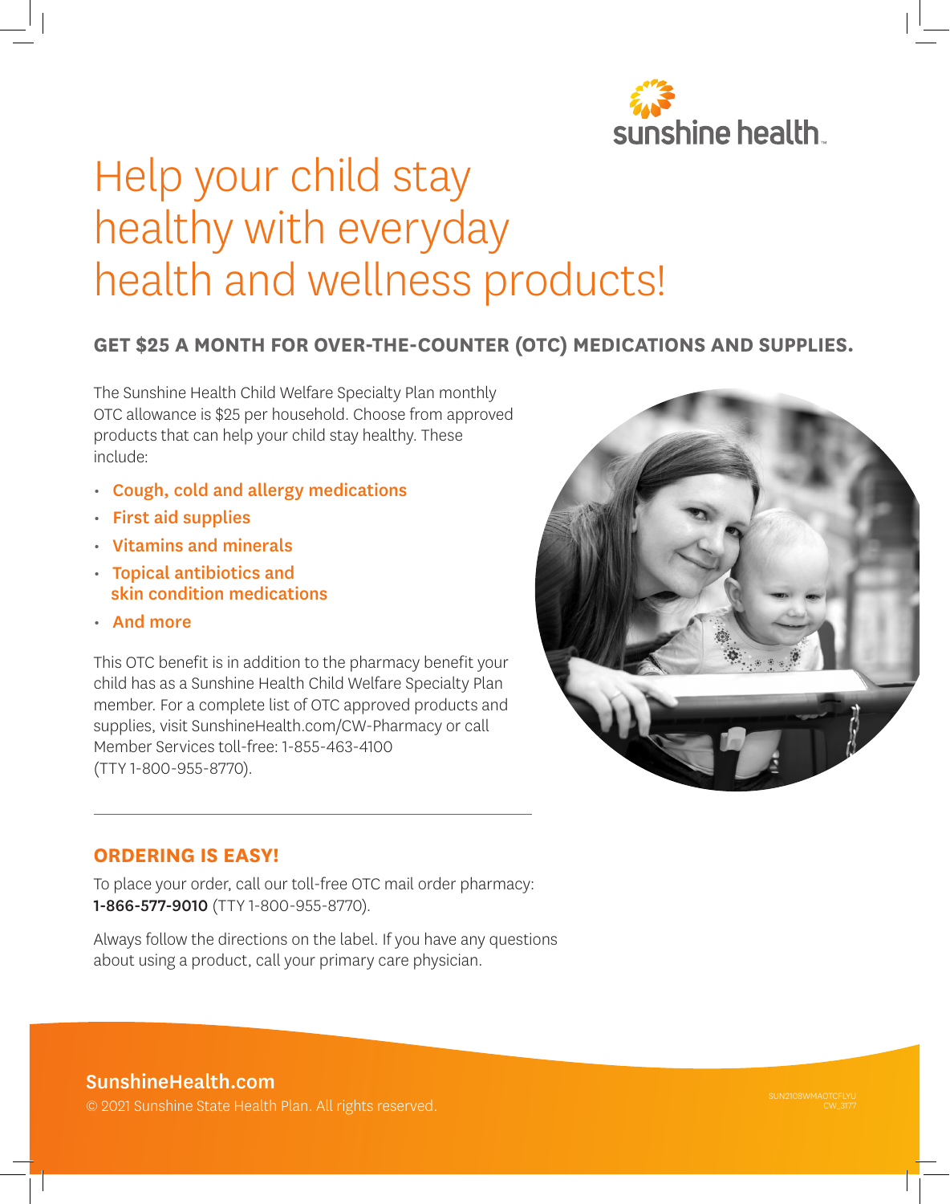sunshine health

# Help your child stay healthy with everyday health and wellness products!

## GET $25 A MONTH FOR OVER-THE-COUNTER (OTC) MEDICATIONS AND SUPPLIES.

The Sunshine Health Child Welfare Specialty Plan monthly OTC allowance is $25 per household. Choose from approved products that can help your child stay healthy. These include:

- **Cough, cold and allergy medications**
- **First aid supplies**
- **Vitamins and minerals**
- **Topical antibiotics and skin condition medications**
- **And more**

This OTC benefit is in addition to the pharmacy benefit your child has as a Sunshine Health Child Welfare Specialty Plan member. For a complete list of OTC approved products and supplies, visit SunshineHealth.com/CW-Pharmacy or call Member Services toll-free: 1-855-463-4100 (TTY 1-800-955-8770).

## ORDERING IS EASY!

To place your order, call our toll-free OTC mail order pharmacy: **1-866-577-9010** (TTY 1-800-955-8770).

Always follow the directions on the label. If you have any questions about using a product, call your primary care physician.

**SunshineHealth.com**

© 2021 Sunshine State Health Plan. All rights reserved.

SUN2108WMAOTCFLYU
CW_3177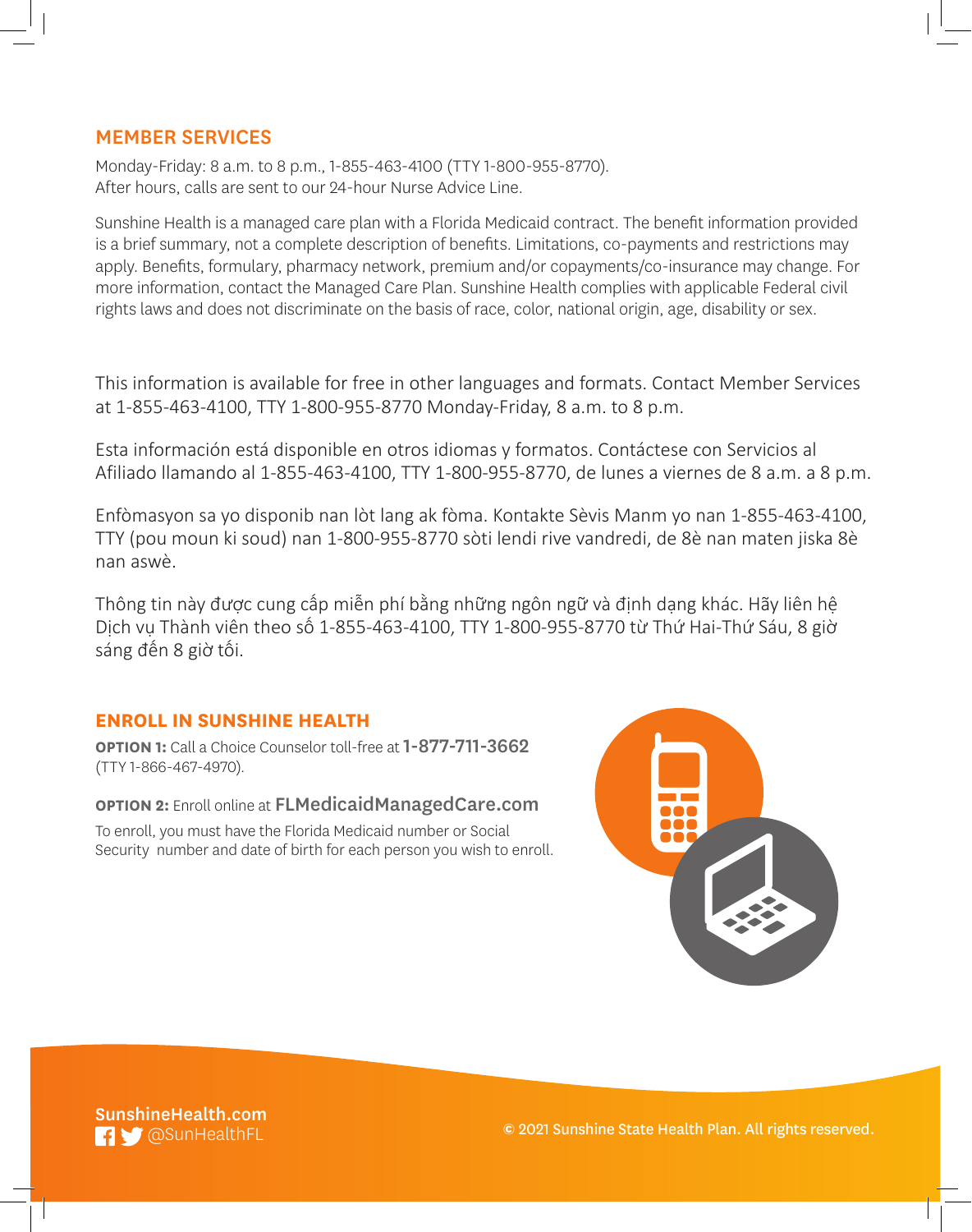## MEMBER SERVICES

Monday-Friday: 8 a.m. to 8 p.m., 1-855-463-4100 (TTY 1-800-955-8770).
After hours, calls are sent to our 24-hour Nurse Advice Line.

Sunshine Health is a managed care plan with a Florida Medicaid contract. The benefit information provided is a brief summary, not a complete description of benefits. Limitations, co-payments and restrictions may apply. Benefits, formulary, pharmacy network, premium and/or copayments/co-insurance may change. For more information, contact the Managed Care Plan. Sunshine Health complies with applicable Federal civil rights laws and does not discriminate on the basis of race, color, national origin, age, disability or sex.

This information is available for free in other languages and formats. Contact Member Services at 1-855-463-4100, TTY 1-800-955-8770 Monday-Friday, 8 a.m. to 8 p.m.

Esta información está disponible en otros idiomas y formatos. Contáctese con Servicios al Afiliado llamando al 1-855-463-4100, TTY 1-800-955-8770, de lunes a viernes de 8 a.m. a 8 p.m.

Enfòmasyon sa yo disponib nan lòt lang ak fòma. Kontakte Sèvis Manm yo nan 1-855-463-4100, TTY (pou moun ki soud) nan 1-800-955-8770 sòti lendi rive vandredi, de 8è nan maten jiska 8è nan aswè.

Thông tin này được cung cấp miễn phí bằng những ngôn ngữ và định dạng khác. Hãy liên hệ Dịch vụ Thành viên theo số 1-855-463-4100, TTY 1-800-955-8770 từ Thứ Hai-Thứ Sáu, 8 giờ sáng đến 8 giờ tối.

## ENROLL IN SUNSHINE HEALTH

**OPTION 1:** Call a Choice Counselor toll-free at **1-877-711-3662** (TTY 1-866-467-4970).

**OPTION 2:** Enroll online at **FLMedicaidManagedCare.com**

To enroll, you must have the Florida Medicaid number or Social Security number and date of birth for each person you wish to enroll.

SunshineHealth.com
@SunHealthFL

© 2021 Sunshine State Health Plan. All rights reserved.